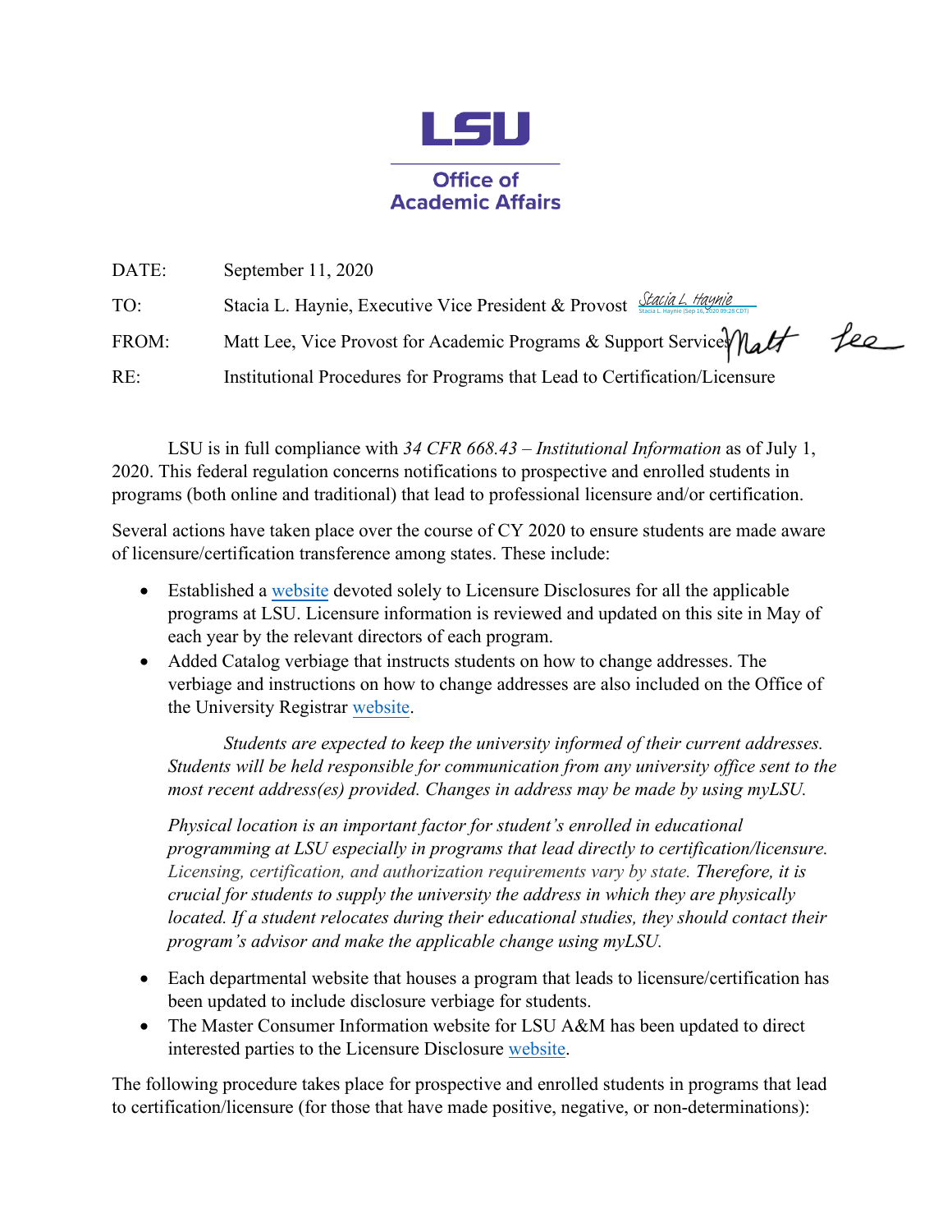**LSU**

**Office of Academic Affairs**

DATE: September 11, 2020

TO: Stacia L. Haynie, Executive Vice President & Provost *Stacia L. Haynie* Stacia L. Haynie (Sep 16, 2020 09:28 CDT)

FROM: Matt Lee, Vice Provost for Academic Programs & Support Services *Matt Lee*

RE: Institutional Procedures for Programs that Lead to Certification/Licensure

LSU is in full compliance with *34 CFR 668.43 – Institutional Information* as of July 1, 2020. This federal regulation concerns notifications to prospective and enrolled students in programs (both online and traditional) that lead to professional licensure and/or certification.

Several actions have taken place over the course of CY 2020 to ensure students are made aware of licensure/certification transference among states. These include:

- Established a website devoted solely to Licensure Disclosures for all the applicable programs at LSU. Licensure information is reviewed and updated on this site in May of each year by the relevant directors of each program.
- Added Catalog verbiage that instructs students on how to change addresses. The verbiage and instructions on how to change addresses are also included on the Office of the University Registrar website.

    *Students are expected to keep the university informed of their current addresses. Students will be held responsible for communication from any university office sent to the most recent address(es) provided. Changes in address may be made by using myLSU.*

    *Physical location is an important factor for student's enrolled in educational programming at LSU especially in programs that lead directly to certification/licensure. Licensing, certification, and authorization requirements vary by state. Therefore, it is crucial for students to supply the university the address in which they are physically located. If a student relocates during their educational studies, they should contact their program's advisor and make the applicable change using myLSU.*

- Each departmental website that houses a program that leads to licensure/certification has been updated to include disclosure verbiage for students.
- The Master Consumer Information website for LSU A&M has been updated to direct interested parties to the Licensure Disclosure website.

The following procedure takes place for prospective and enrolled students in programs that lead to certification/licensure (for those that have made positive, negative, or non-determinations):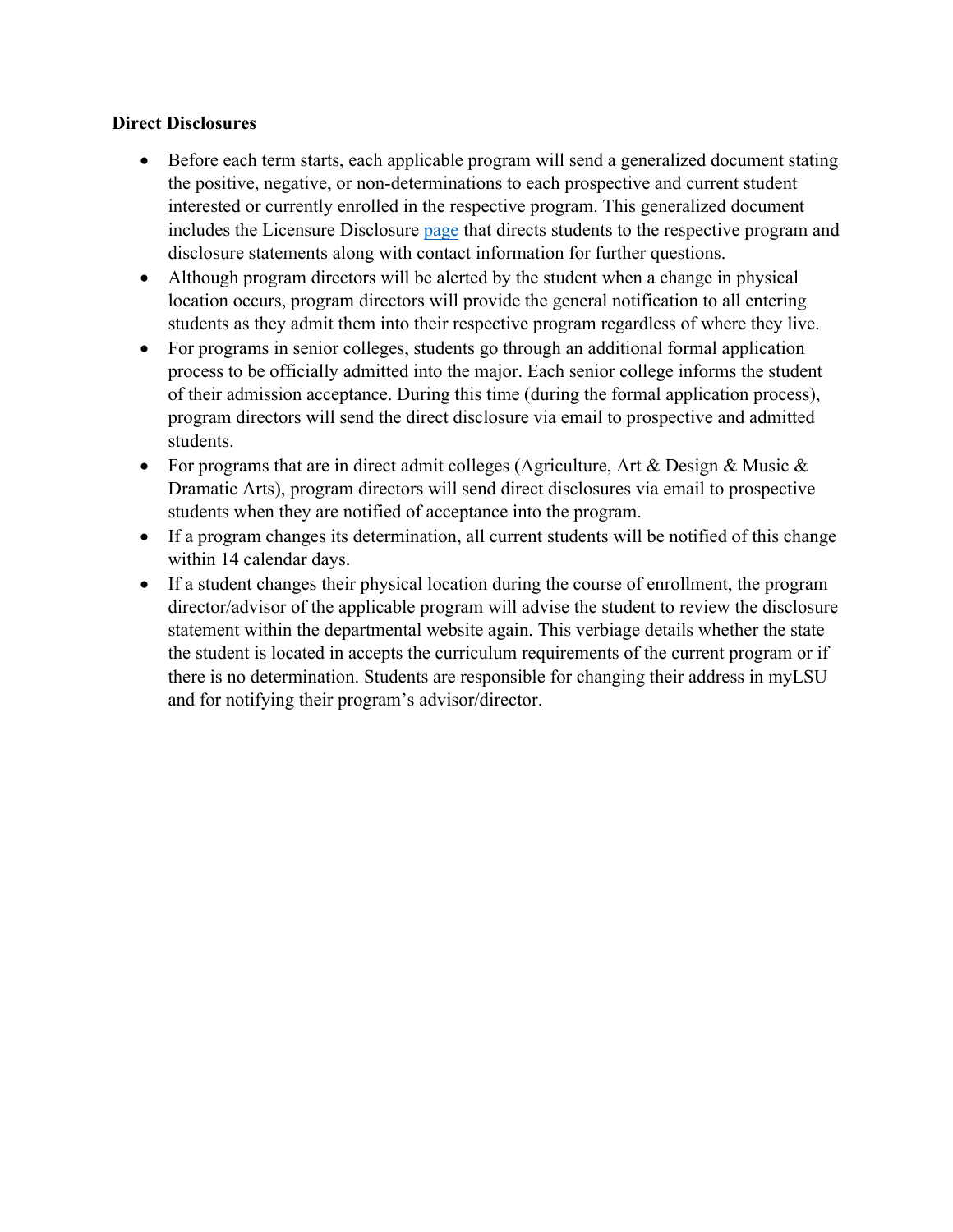**Direct Disclosures**

- Before each term starts, each applicable program will send a generalized document stating the positive, negative, or non-determinations to each prospective and current student interested or currently enrolled in the respective program. This generalized document includes the Licensure Disclosure page that directs students to the respective program and disclosure statements along with contact information for further questions.
- Although program directors will be alerted by the student when a change in physical location occurs, program directors will provide the general notification to all entering students as they admit them into their respective program regardless of where they live.
- For programs in senior colleges, students go through an additional formal application process to be officially admitted into the major. Each senior college informs the student of their admission acceptance. During this time (during the formal application process), program directors will send the direct disclosure via email to prospective and admitted students.
- For programs that are in direct admit colleges (Agriculture, Art & Design & Music & Dramatic Arts), program directors will send direct disclosures via email to prospective students when they are notified of acceptance into the program.
- If a program changes its determination, all current students will be notified of this change within 14 calendar days.
- If a student changes their physical location during the course of enrollment, the program director/advisor of the applicable program will advise the student to review the disclosure statement within the departmental website again. This verbiage details whether the state the student is located in accepts the curriculum requirements of the current program or if there is no determination. Students are responsible for changing their address in myLSU and for notifying their program's advisor/director.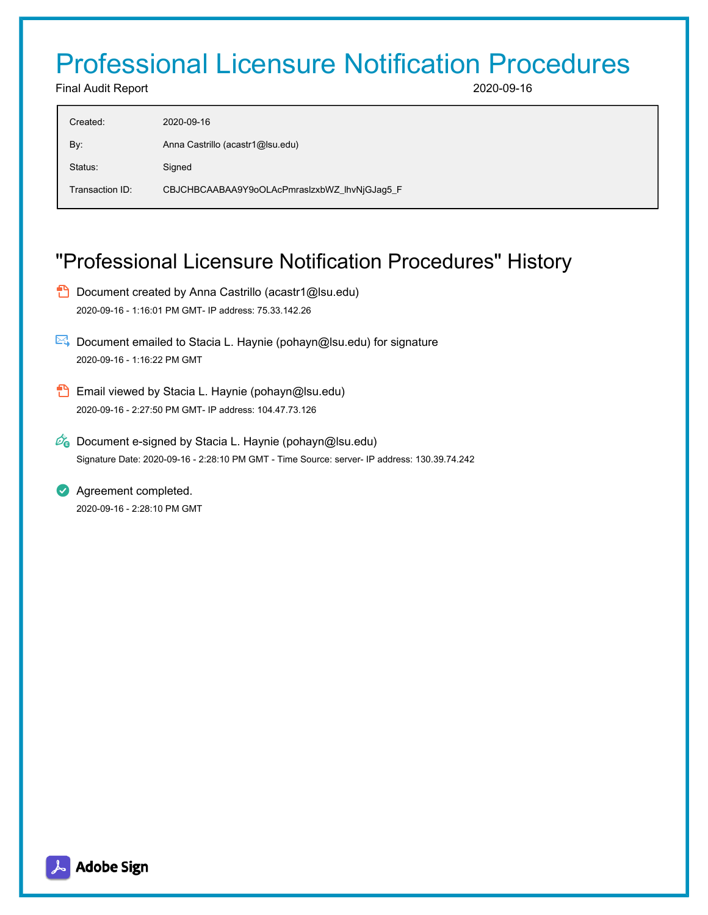# Professional Licensure Notification Procedures

Final Audit Report 2020-09-16

| | |
|---|---|
| Created: | 2020-09-16 |
| By: | Anna Castrillo (acastr1@lsu.edu) |
| Status: | Signed |
| Transaction ID: | CBJCHBCAABAA9Y9oOLAcPmraslzxbWZ_lhvNjGJag5_F |

## "Professional Licensure Notification Procedures" History

- Document created by Anna Castrillo (acastr1@lsu.edu)
  2020-09-16 - 1:16:01 PM GMT- IP address: 75.33.142.26

- Document emailed to Stacia L. Haynie (pohayn@lsu.edu) for signature
  2020-09-16 - 1:16:22 PM GMT

- Email viewed by Stacia L. Haynie (pohayn@lsu.edu)
  2020-09-16 - 2:27:50 PM GMT- IP address: 104.47.73.126

- Document e-signed by Stacia L. Haynie (pohayn@lsu.edu)
  Signature Date: 2020-09-16 - 2:28:10 PM GMT - Time Source: server- IP address: 130.39.74.242

- Agreement completed.
  2020-09-16 - 2:28:10 PM GMT

Adobe Sign